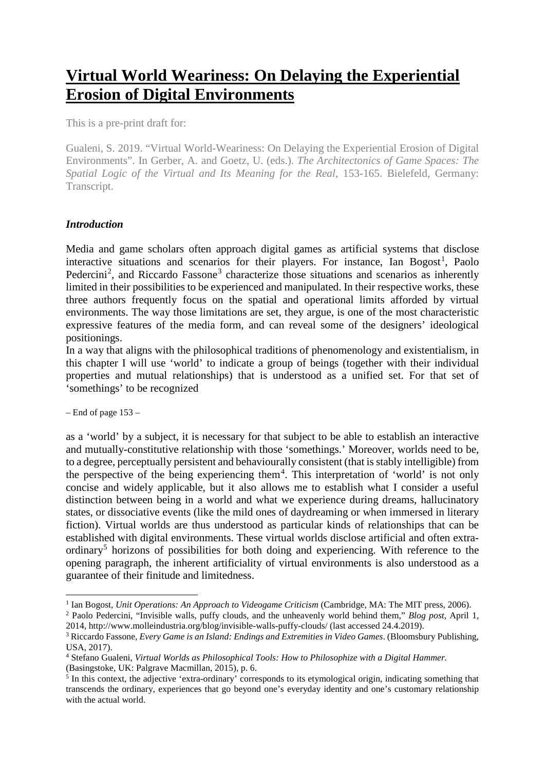# Virtual World Weariness: On Delaying the Experiential Erosion of Digital Environments

This is a pre-print draft for:

Gualeni, S. 2019. "Virtual World-Weariness: On Delaying the Experiential Erosion of Digital Environments". In Gerber, A. and Goetz, U. (eds.). *The Architectonics of Game Spaces: The Spatial Logic of the Virtual and Its Meaning for the Real*, 153-165. Bielefeld, Germany: Transcript.

### *Introduction*

Media and game scholars often approach digital games as artificial systems that disclose interactive situations and scenarios for their players. For instance, Ian Bogost[1], Paolo Pedercini[2], and Riccardo Fassone[3] characterize those situations and scenarios as inherently limited in their possibilities to be experienced and manipulated. In their respective works, these three authors frequently focus on the spatial and operational limits afforded by virtual environments. The way those limitations are set, they argue, is one of the most characteristic expressive features of the media form, and can reveal some of the designers' ideological positionings.

In a way that aligns with the philosophical traditions of phenomenology and existentialism, in this chapter I will use 'world' to indicate a group of beings (together with their individual properties and mutual relationships) that is understood as a unified set. For that set of 'somethings' to be recognized

– End of page 153 –

as a 'world' by a subject, it is necessary for that subject to be able to establish an interactive and mutually-constitutive relationship with those 'somethings.' Moreover, worlds need to be, to a degree, perceptually persistent and behaviourally consistent (that is stably intelligible) from the perspective of the being experiencing them[4]. This interpretation of 'world' is not only concise and widely applicable, but it also allows me to establish what I consider a useful distinction between being in a world and what we experience during dreams, hallucinatory states, or dissociative events (like the mild ones of daydreaming or when immersed in literary fiction). Virtual worlds are thus understood as particular kinds of relationships that can be established with digital environments. These virtual worlds disclose artificial and often extra-ordinary[5] horizons of possibilities for both doing and experiencing. With reference to the opening paragraph, the inherent artificiality of virtual environments is also understood as a guarantee of their finitude and limitedness.

---

[1] Ian Bogost, *Unit Operations: An Approach to Videogame Criticism* (Cambridge, MA: The MIT press, 2006).

[2] Paolo Pedercini, "Invisible walls, puffy clouds, and the unheavenly world behind them," *Blog post*, April 1, 2014, http://www.molleindustria.org/blog/invisible-walls-puffy-clouds/ (last accessed 24.4.2019).

[3] Riccardo Fassone, *Every Game is an Island: Endings and Extremities in Video Games*. (Bloomsbury Publishing, USA, 2017).

[4] Stefano Gualeni, *Virtual Worlds as Philosophical Tools: How to Philosophize with a Digital Hammer.* (Basingstoke, UK: Palgrave Macmillan, 2015), p. 6.

[5] In this context, the adjective 'extra-ordinary' corresponds to its etymological origin, indicating something that transcends the ordinary, experiences that go beyond one's everyday identity and one's customary relationship with the actual world.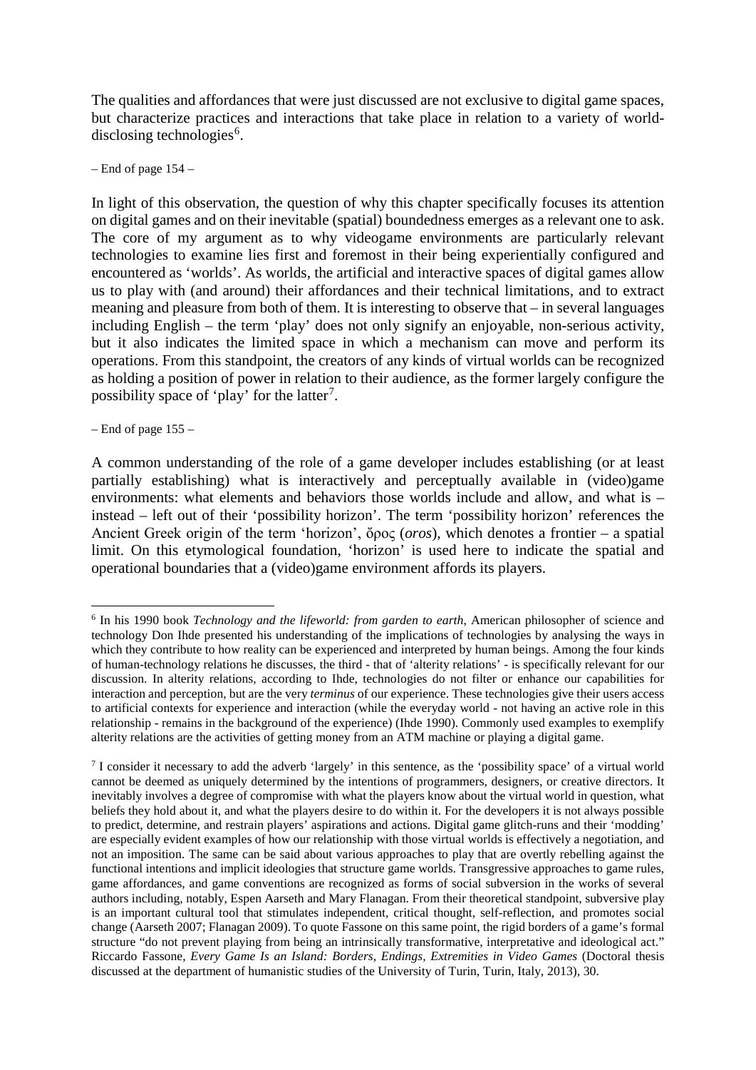The qualities and affordances that were just discussed are not exclusive to digital game spaces, but characterize practices and interactions that take place in relation to a variety of world-disclosing technologies[6].

– End of page 154 –

In light of this observation, the question of why this chapter specifically focuses its attention on digital games and on their inevitable (spatial) boundedness emerges as a relevant one to ask. The core of my argument as to why videogame environments are particularly relevant technologies to examine lies first and foremost in their being experientially configured and encountered as 'worlds'. As worlds, the artificial and interactive spaces of digital games allow us to play with (and around) their affordances and their technical limitations, and to extract meaning and pleasure from both of them. It is interesting to observe that – in several languages including English – the term 'play' does not only signify an enjoyable, non-serious activity, but it also indicates the limited space in which a mechanism can move and perform its operations. From this standpoint, the creators of any kinds of virtual worlds can be recognized as holding a position of power in relation to their audience, as the former largely configure the possibility space of 'play' for the latter[7].

– End of page 155 –

A common understanding of the role of a game developer includes establishing (or at least partially establishing) what is interactively and perceptually available in (video)game environments: what elements and behaviors those worlds include and allow, and what is – instead – left out of their 'possibility horizon'. The term 'possibility horizon' references the Ancient Greek origin of the term 'horizon', ὅρος (*oros*), which denotes a frontier – a spatial limit. On this etymological foundation, 'horizon' is used here to indicate the spatial and operational boundaries that a (video)game environment affords its players.

---

[6] In his 1990 book *Technology and the lifeworld: from garden to earth*, American philosopher of science and technology Don Ihde presented his understanding of the implications of technologies by analysing the ways in which they contribute to how reality can be experienced and interpreted by human beings. Among the four kinds of human-technology relations he discusses, the third - that of 'alterity relations' - is specifically relevant for our discussion. In alterity relations, according to Ihde, technologies do not filter or enhance our capabilities for interaction and perception, but are the very *terminus* of our experience. These technologies give their users access to artificial contexts for experience and interaction (while the everyday world - not having an active role in this relationship - remains in the background of the experience) (Ihde 1990). Commonly used examples to exemplify alterity relations are the activities of getting money from an ATM machine or playing a digital game.

[7] I consider it necessary to add the adverb 'largely' in this sentence, as the 'possibility space' of a virtual world cannot be deemed as uniquely determined by the intentions of programmers, designers, or creative directors. It inevitably involves a degree of compromise with what the players know about the virtual world in question, what beliefs they hold about it, and what the players desire to do within it. For the developers it is not always possible to predict, determine, and restrain players' aspirations and actions. Digital game glitch-runs and their 'modding' are especially evident examples of how our relationship with those virtual worlds is effectively a negotiation, and not an imposition. The same can be said about various approaches to play that are overtly rebelling against the functional intentions and implicit ideologies that structure game worlds. Transgressive approaches to game rules, game affordances, and game conventions are recognized as forms of social subversion in the works of several authors including, notably, Espen Aarseth and Mary Flanagan. From their theoretical standpoint, subversive play is an important cultural tool that stimulates independent, critical thought, self-reflection, and promotes social change (Aarseth 2007; Flanagan 2009). To quote Fassone on this same point, the rigid borders of a game's formal structure "do not prevent playing from being an intrinsically transformative, interpretative and ideological act." Riccardo Fassone, *Every Game Is an Island: Borders, Endings, Extremities in Video Games* (Doctoral thesis discussed at the department of humanistic studies of the University of Turin, Turin, Italy, 2013), 30.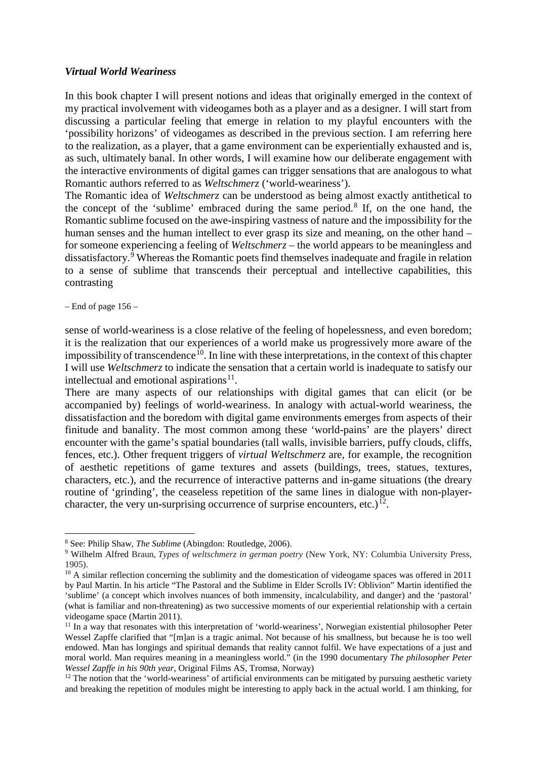### *Virtual World Weariness*

In this book chapter I will present notions and ideas that originally emerged in the context of my practical involvement with videogames both as a player and as a designer. I will start from discussing a particular feeling that emerge in relation to my playful encounters with the 'possibility horizons' of videogames as described in the previous section. I am referring here to the realization, as a player, that a game environment can be experientially exhausted and is, as such, ultimately banal. In other words, I will examine how our deliberate engagement with the interactive environments of digital games can trigger sensations that are analogous to what Romantic authors referred to as *Weltschmerz* ('world-weariness').

The Romantic idea of *Weltschmerz* can be understood as being almost exactly antithetical to the concept of the 'sublime' embraced during the same period.[8] If, on the one hand, the Romantic sublime focused on the awe-inspiring vastness of nature and the impossibility for the human senses and the human intellect to ever grasp its size and meaning, on the other hand – for someone experiencing a feeling of *Weltschmerz* – the world appears to be meaningless and dissatisfactory.[9] Whereas the Romantic poets find themselves inadequate and fragile in relation to a sense of sublime that transcends their perceptual and intellective capabilities, this contrasting

– End of page 156 –

sense of world-weariness is a close relative of the feeling of hopelessness, and even boredom; it is the realization that our experiences of a world make us progressively more aware of the impossibility of transcendence[10]. In line with these interpretations, in the context of this chapter I will use *Weltschmerz* to indicate the sensation that a certain world is inadequate to satisfy our intellectual and emotional aspirations[11].

There are many aspects of our relationships with digital games that can elicit (or be accompanied by) feelings of world-weariness. In analogy with actual-world weariness, the dissatisfaction and the boredom with digital game environments emerges from aspects of their finitude and banality. The most common among these 'world-pains' are the players' direct encounter with the game's spatial boundaries (tall walls, invisible barriers, puffy clouds, cliffs, fences, etc.). Other frequent triggers of *virtual Weltschmerz* are, for example, the recognition of aesthetic repetitions of game textures and assets (buildings, trees, statues, textures, characters, etc.), and the recurrence of interactive patterns and in-game situations (the dreary routine of 'grinding', the ceaseless repetition of the same lines in dialogue with non-player-character, the very un-surprising occurrence of surprise encounters, etc.)[12].

---

[8] See: Philip Shaw, *The Sublime* (Abingdon: Routledge, 2006).

[9] Wilhelm Alfred Braun, *Types of weltschmerz in german poetry* (New York, NY: Columbia University Press, 1905).

[10] A similar reflection concerning the sublimity and the domestication of videogame spaces was offered in 2011 by Paul Martin. In his article "The Pastoral and the Sublime in Elder Scrolls IV: Oblivion" Martin identified the 'sublime' (a concept which involves nuances of both immensity, incalculability, and danger) and the 'pastoral' (what is familiar and non-threatening) as two successive moments of our experiential relationship with a certain videogame space (Martin 2011).

[11] In a way that resonates with this interpretation of 'world-weariness', Norwegian existential philosopher Peter Wessel Zapffe clarified that "[m]an is a tragic animal. Not because of his smallness, but because he is too well endowed. Man has longings and spiritual demands that reality cannot fulfil. We have expectations of a just and moral world. Man requires meaning in a meaningless world." (in the 1990 documentary *The philosopher Peter Wessel Zapffe in his 90th year*, Original Films AS, Tromsø, Norway)

[12] The notion that the 'world-weariness' of artificial environments can be mitigated by pursuing aesthetic variety and breaking the repetition of modules might be interesting to apply back in the actual world. I am thinking, for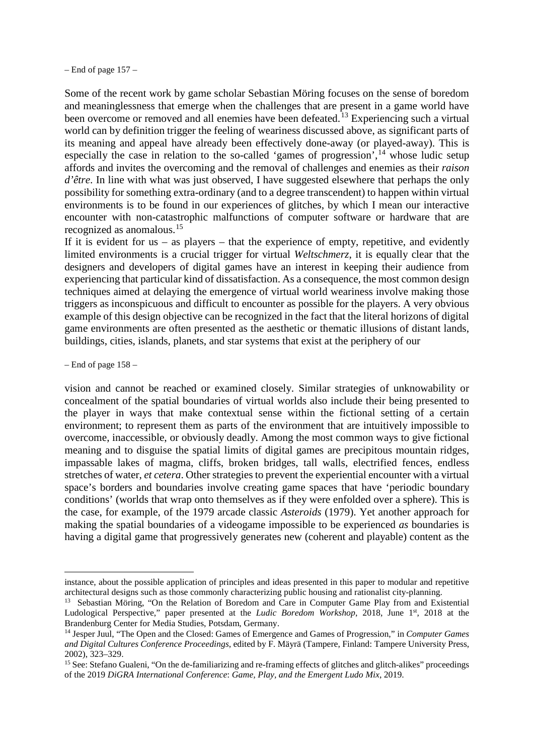– End of page 157 –

Some of the recent work by game scholar Sebastian Möring focuses on the sense of boredom and meaninglessness that emerge when the challenges that are present in a game world have been overcome or removed and all enemies have been defeated.[13] Experiencing such a virtual world can by definition trigger the feeling of weariness discussed above, as significant parts of its meaning and appeal have already been effectively done-away (or played-away). This is especially the case in relation to the so-called 'games of progression',[14] whose ludic setup affords and invites the overcoming and the removal of challenges and enemies as their *raison d'être*. In line with what was just observed, I have suggested elsewhere that perhaps the only possibility for something extra-ordinary (and to a degree transcendent) to happen within virtual environments is to be found in our experiences of glitches, by which I mean our interactive encounter with non-catastrophic malfunctions of computer software or hardware that are recognized as anomalous.[15]

If it is evident for us – as players – that the experience of empty, repetitive, and evidently limited environments is a crucial trigger for virtual *Weltschmerz*, it is equally clear that the designers and developers of digital games have an interest in keeping their audience from experiencing that particular kind of dissatisfaction. As a consequence, the most common design techniques aimed at delaying the emergence of virtual world weariness involve making those triggers as inconspicuous and difficult to encounter as possible for the players. A very obvious example of this design objective can be recognized in the fact that the literal horizons of digital game environments are often presented as the aesthetic or thematic illusions of distant lands, buildings, cities, islands, planets, and star systems that exist at the periphery of our

– End of page 158 –

vision and cannot be reached or examined closely. Similar strategies of unknowability or concealment of the spatial boundaries of virtual worlds also include their being presented to the player in ways that make contextual sense within the fictional setting of a certain environment; to represent them as parts of the environment that are intuitively impossible to overcome, inaccessible, or obviously deadly. Among the most common ways to give fictional meaning and to disguise the spatial limits of digital games are precipitous mountain ridges, impassable lakes of magma, cliffs, broken bridges, tall walls, electrified fences, endless stretches of water, *et cetera*. Other strategies to prevent the experiential encounter with a virtual space's borders and boundaries involve creating game spaces that have 'periodic boundary conditions' (worlds that wrap onto themselves as if they were enfolded over a sphere). This is the case, for example, of the 1979 arcade classic *Asteroids* (1979). Yet another approach for making the spatial boundaries of a videogame impossible to be experienced *as* boundaries is having a digital game that progressively generates new (coherent and playable) content as the

---

instance, about the possible application of principles and ideas presented in this paper to modular and repetitive architectural designs such as those commonly characterizing public housing and rationalist city-planning.

[13] Sebastian Möring, "On the Relation of Boredom and Care in Computer Game Play from and Existential Ludological Perspective," paper presented at the *Ludic Boredom Workshop*, 2018, June 1st, 2018 at the Brandenburg Center for Media Studies, Potsdam, Germany.

[14] Jesper Juul, "The Open and the Closed: Games of Emergence and Games of Progression," in *Computer Games and Digital Cultures Conference Proceedings*, edited by F. Mäyrä (Tampere, Finland: Tampere University Press, 2002), 323–329.

[15] See: Stefano Gualeni, "On the de-familiarizing and re-framing effects of glitches and glitch-alikes" proceedings of the 2019 *DiGRA International Conference*: *Game, Play, and the Emergent Ludo Mix*, 2019.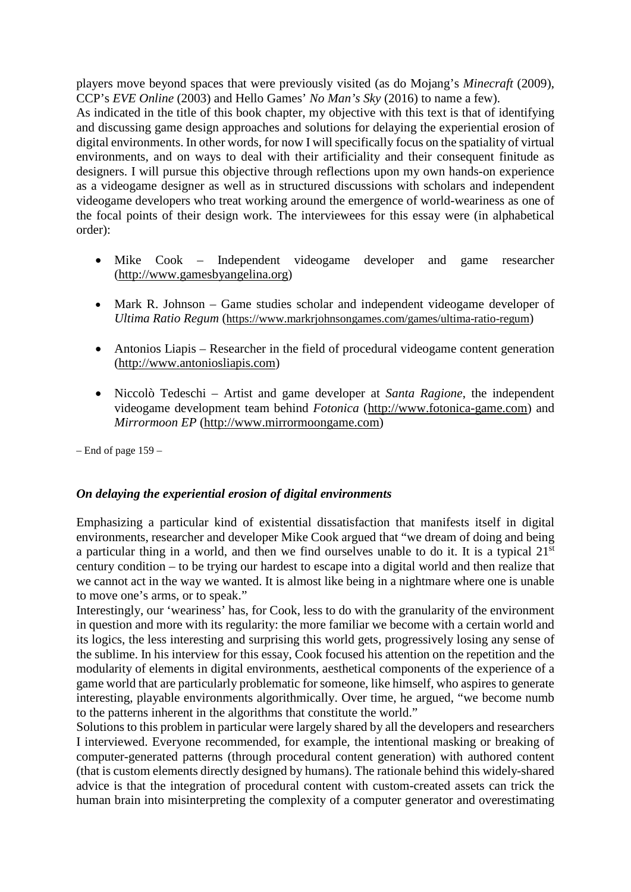players move beyond spaces that were previously visited (as do Mojang's *Minecraft* (2009), CCP's *EVE Online* (2003) and Hello Games' *No Man's Sky* (2016) to name a few).

As indicated in the title of this book chapter, my objective with this text is that of identifying and discussing game design approaches and solutions for delaying the experiential erosion of digital environments. In other words, for now I will specifically focus on the spatiality of virtual environments, and on ways to deal with their artificiality and their consequent finitude as designers. I will pursue this objective through reflections upon my own hands-on experience as a videogame designer as well as in structured discussions with scholars and independent videogame developers who treat working around the emergence of world-weariness as one of the focal points of their design work. The interviewees for this essay were (in alphabetical order):

- Mike Cook – Independent videogame developer and game researcher (http://www.gamesbyangelina.org)
- Mark R. Johnson – Game studies scholar and independent videogame developer of *Ultima Ratio Regum* (https://www.markrjohnsongames.com/games/ultima-ratio-regum)
- Antonios Liapis – Researcher in the field of procedural videogame content generation (http://www.antoniosliapis.com)
- Niccolò Tedeschi – Artist and game developer at *Santa Ragione*, the independent videogame development team behind *Fotonica* (http://www.fotonica-game.com) and *Mirrormoon EP* (http://www.mirrormoongame.com)

– End of page 159 –

### *On delaying the experiential erosion of digital environments*

Emphasizing a particular kind of existential dissatisfaction that manifests itself in digital environments, researcher and developer Mike Cook argued that "we dream of doing and being a particular thing in a world, and then we find ourselves unable to do it. It is a typical 21st century condition – to be trying our hardest to escape into a digital world and then realize that we cannot act in the way we wanted. It is almost like being in a nightmare where one is unable to move one's arms, or to speak."

Interestingly, our 'weariness' has, for Cook, less to do with the granularity of the environment in question and more with its regularity: the more familiar we become with a certain world and its logics, the less interesting and surprising this world gets, progressively losing any sense of the sublime. In his interview for this essay, Cook focused his attention on the repetition and the modularity of elements in digital environments, aesthetical components of the experience of a game world that are particularly problematic for someone, like himself, who aspires to generate interesting, playable environments algorithmically. Over time, he argued, "we become numb to the patterns inherent in the algorithms that constitute the world."

Solutions to this problem in particular were largely shared by all the developers and researchers I interviewed. Everyone recommended, for example, the intentional masking or breaking of computer-generated patterns (through procedural content generation) with authored content (that is custom elements directly designed by humans). The rationale behind this widely-shared advice is that the integration of procedural content with custom-created assets can trick the human brain into misinterpreting the complexity of a computer generator and overestimating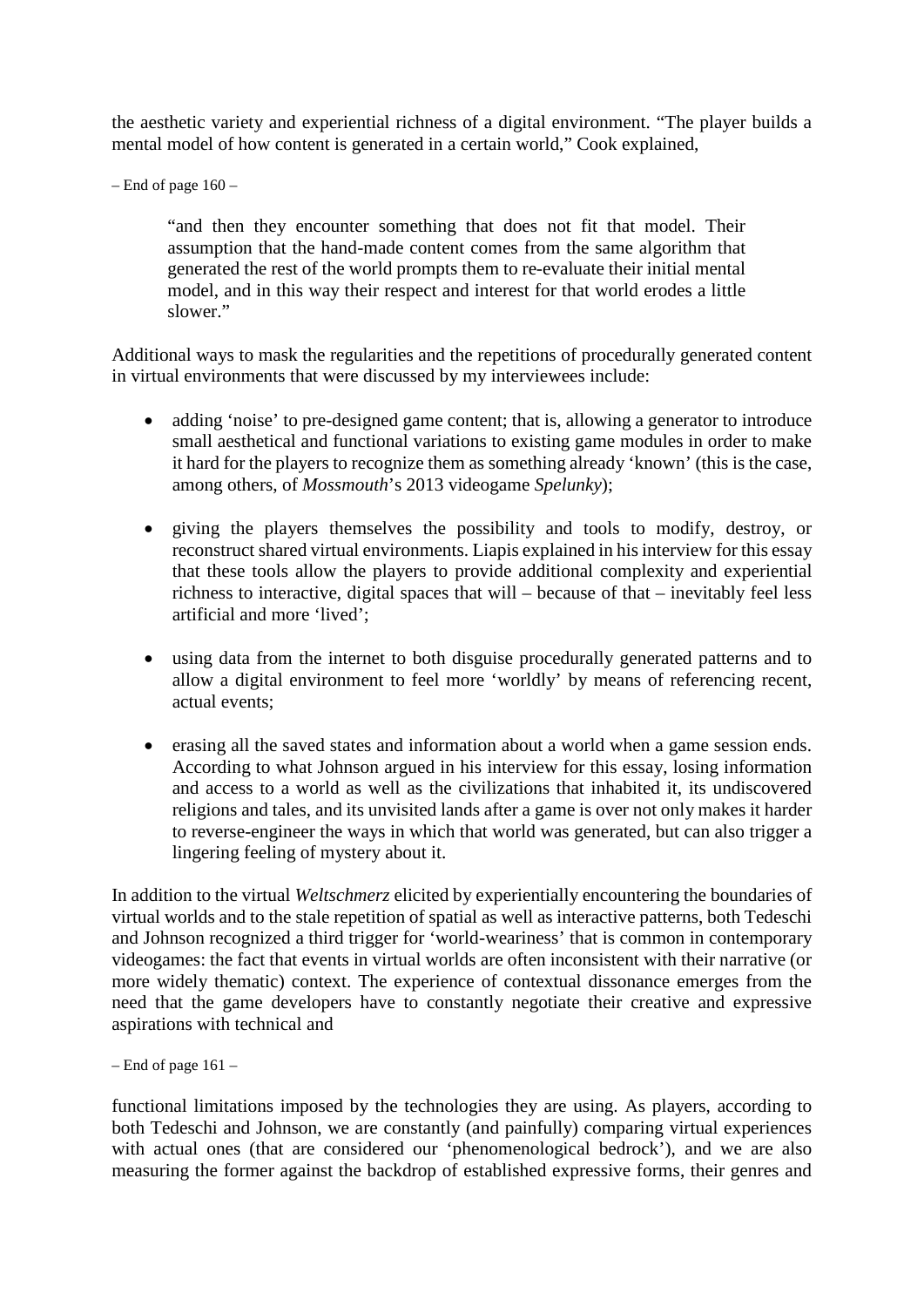the aesthetic variety and experiential richness of a digital environment. "The player builds a mental model of how content is generated in a certain world," Cook explained,

– End of page 160 –

> "and then they encounter something that does not fit that model. Their assumption that the hand-made content comes from the same algorithm that generated the rest of the world prompts them to re-evaluate their initial mental model, and in this way their respect and interest for that world erodes a little slower."

Additional ways to mask the regularities and the repetitions of procedurally generated content in virtual environments that were discussed by my interviewees include:

- adding 'noise' to pre-designed game content; that is, allowing a generator to introduce small aesthetical and functional variations to existing game modules in order to make it hard for the players to recognize them as something already 'known' (this is the case, among others, of *Mossmouth*'s 2013 videogame *Spelunky*);

- giving the players themselves the possibility and tools to modify, destroy, or reconstruct shared virtual environments. Liapis explained in his interview for this essay that these tools allow the players to provide additional complexity and experiential richness to interactive, digital spaces that will – because of that – inevitably feel less artificial and more 'lived';

- using data from the internet to both disguise procedurally generated patterns and to allow a digital environment to feel more 'worldly' by means of referencing recent, actual events;

- erasing all the saved states and information about a world when a game session ends. According to what Johnson argued in his interview for this essay, losing information and access to a world as well as the civilizations that inhabited it, its undiscovered religions and tales, and its unvisited lands after a game is over not only makes it harder to reverse-engineer the ways in which that world was generated, but can also trigger a lingering feeling of mystery about it.

In addition to the virtual *Weltschmerz* elicited by experientially encountering the boundaries of virtual worlds and to the stale repetition of spatial as well as interactive patterns, both Tedeschi and Johnson recognized a third trigger for 'world-weariness' that is common in contemporary videogames: the fact that events in virtual worlds are often inconsistent with their narrative (or more widely thematic) context. The experience of contextual dissonance emerges from the need that the game developers have to constantly negotiate their creative and expressive aspirations with technical and

– End of page 161 –

functional limitations imposed by the technologies they are using. As players, according to both Tedeschi and Johnson, we are constantly (and painfully) comparing virtual experiences with actual ones (that are considered our 'phenomenological bedrock'), and we are also measuring the former against the backdrop of established expressive forms, their genres and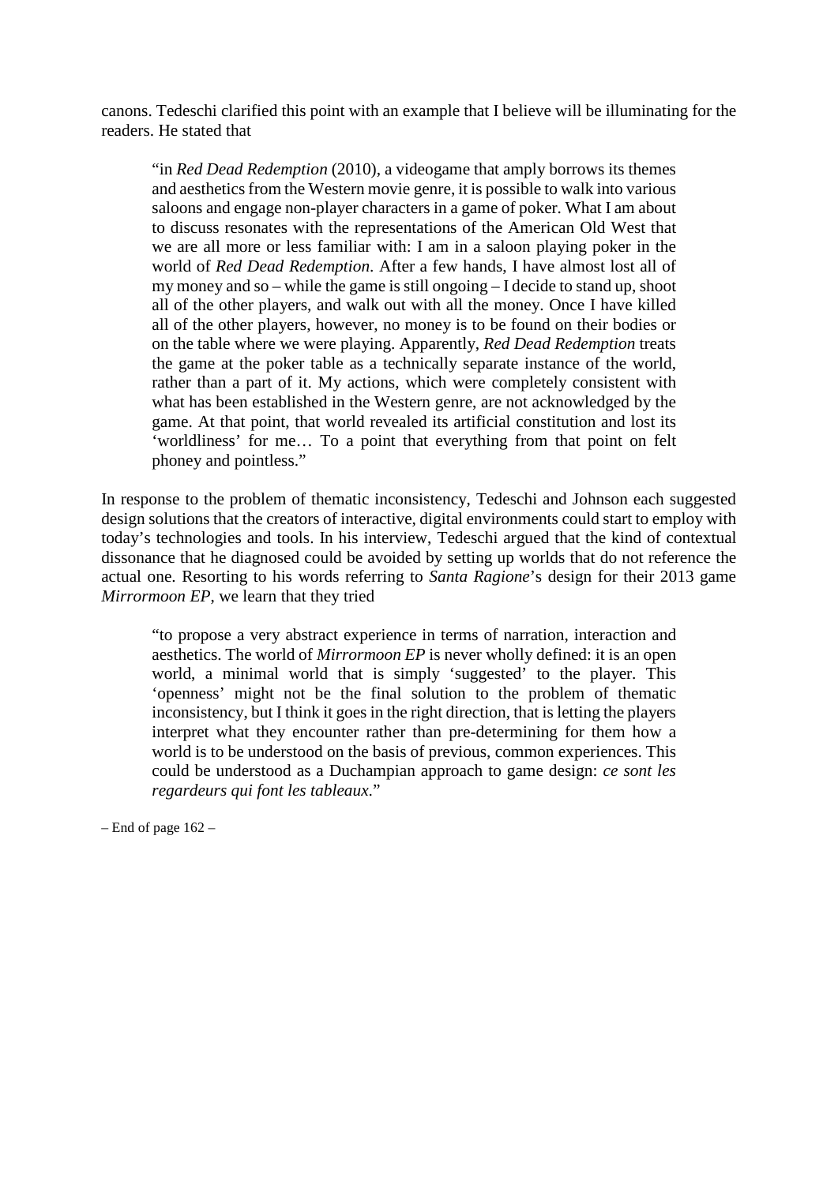canons. Tedeschi clarified this point with an example that I believe will be illuminating for the readers. He stated that

> "in *Red Dead Redemption* (2010), a videogame that amply borrows its themes and aesthetics from the Western movie genre, it is possible to walk into various saloons and engage non-player characters in a game of poker. What I am about to discuss resonates with the representations of the American Old West that we are all more or less familiar with: I am in a saloon playing poker in the world of *Red Dead Redemption*. After a few hands, I have almost lost all of my money and so – while the game is still ongoing – I decide to stand up, shoot all of the other players, and walk out with all the money. Once I have killed all of the other players, however, no money is to be found on their bodies or on the table where we were playing. Apparently, *Red Dead Redemption* treats the game at the poker table as a technically separate instance of the world, rather than a part of it. My actions, which were completely consistent with what has been established in the Western genre, are not acknowledged by the game. At that point, that world revealed its artificial constitution and lost its 'worldliness' for me… To a point that everything from that point on felt phoney and pointless."

In response to the problem of thematic inconsistency, Tedeschi and Johnson each suggested design solutions that the creators of interactive, digital environments could start to employ with today's technologies and tools. In his interview, Tedeschi argued that the kind of contextual dissonance that he diagnosed could be avoided by setting up worlds that do not reference the actual one. Resorting to his words referring to *Santa Ragione*'s design for their 2013 game *Mirrormoon EP*, we learn that they tried

> "to propose a very abstract experience in terms of narration, interaction and aesthetics. The world of *Mirrormoon EP* is never wholly defined: it is an open world, a minimal world that is simply 'suggested' to the player. This 'openness' might not be the final solution to the problem of thematic inconsistency, but I think it goes in the right direction, that is letting the players interpret what they encounter rather than pre-determining for them how a world is to be understood on the basis of previous, common experiences. This could be understood as a Duchampian approach to game design: *ce sont les regardeurs qui font les tableaux*."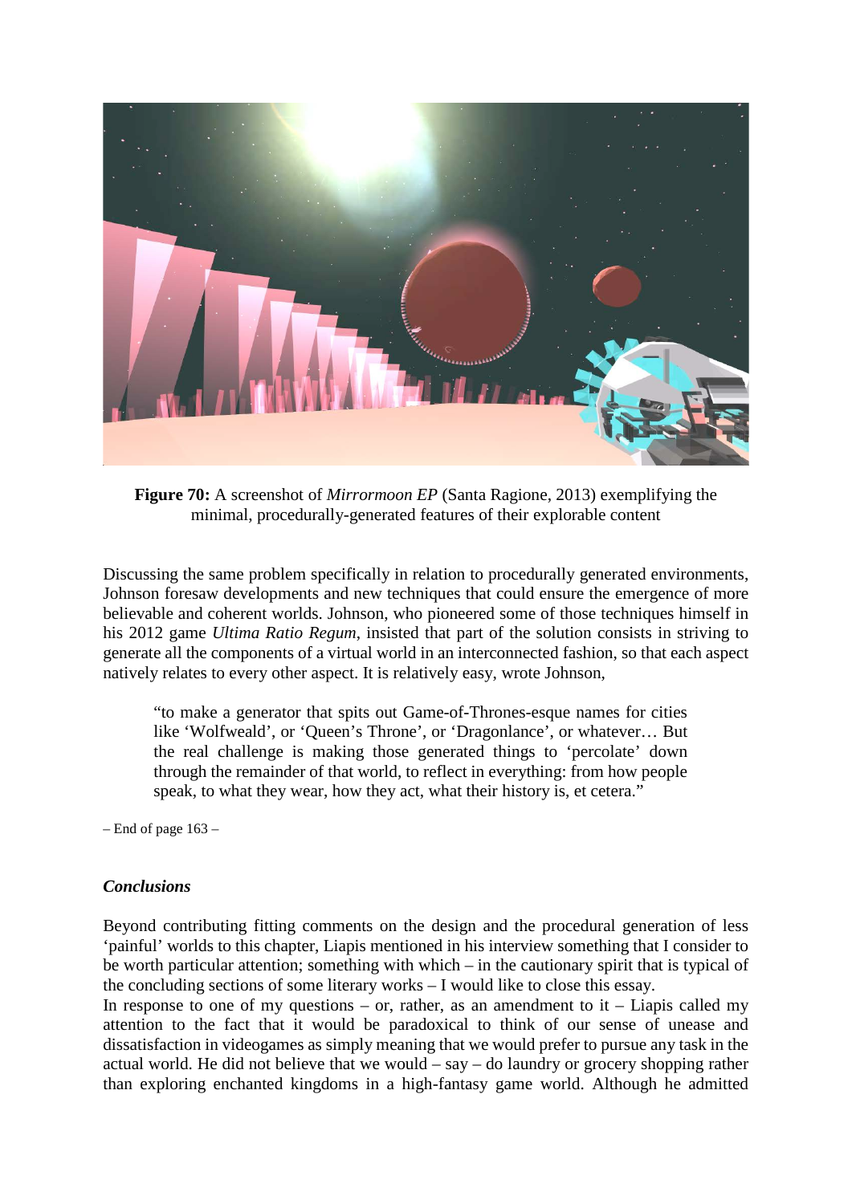**Figure 70:** A screenshot of *Mirrormoon EP* (Santa Ragione, 2013) exemplifying the minimal, procedurally-generated features of their explorable content

Discussing the same problem specifically in relation to procedurally generated environments, Johnson foresaw developments and new techniques that could ensure the emergence of more believable and coherent worlds. Johnson, who pioneered some of those techniques himself in his 2012 game *Ultima Ratio Regum*, insisted that part of the solution consists in striving to generate all the components of a virtual world in an interconnected fashion, so that each aspect natively relates to every other aspect. It is relatively easy, wrote Johnson,

> "to make a generator that spits out Game-of-Thrones-esque names for cities like 'Wolfweald', or 'Queen's Throne', or 'Dragonlance', or whatever… But the real challenge is making those generated things to 'percolate' down through the remainder of that world, to reflect in everything: from how people speak, to what they wear, how they act, what their history is, et cetera."

– End of page 163 –

### *Conclusions*

Beyond contributing fitting comments on the design and the procedural generation of less 'painful' worlds to this chapter, Liapis mentioned in his interview something that I consider to be worth particular attention; something with which – in the cautionary spirit that is typical of the concluding sections of some literary works – I would like to close this essay.
In response to one of my questions – or, rather, as an amendment to it – Liapis called my attention to the fact that it would be paradoxical to think of our sense of unease and dissatisfaction in videogames as simply meaning that we would prefer to pursue any task in the actual world. He did not believe that we would – say – do laundry or grocery shopping rather than exploring enchanted kingdoms in a high-fantasy game world. Although he admitted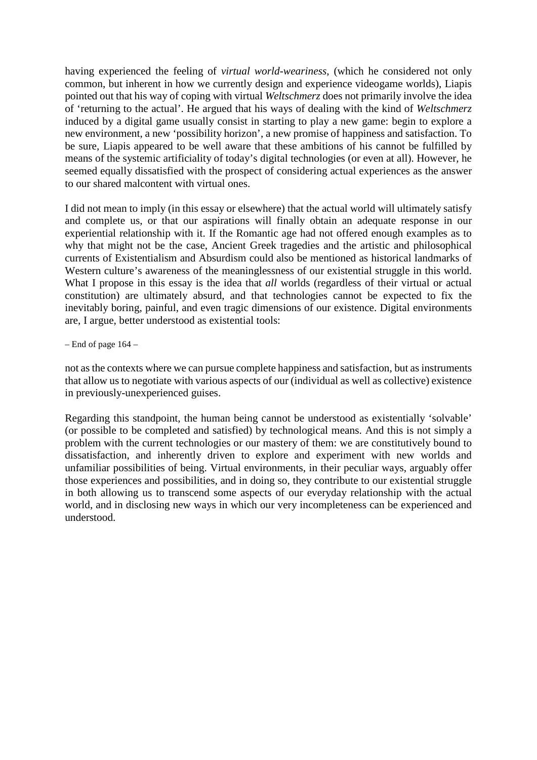having experienced the feeling of *virtual world-weariness*, (which he considered not only common, but inherent in how we currently design and experience videogame worlds), Liapis pointed out that his way of coping with virtual *Weltschmerz* does not primarily involve the idea of 'returning to the actual'. He argued that his ways of dealing with the kind of *Weltschmerz* induced by a digital game usually consist in starting to play a new game: begin to explore a new environment, a new 'possibility horizon', a new promise of happiness and satisfaction. To be sure, Liapis appeared to be well aware that these ambitions of his cannot be fulfilled by means of the systemic artificiality of today's digital technologies (or even at all). However, he seemed equally dissatisfied with the prospect of considering actual experiences as the answer to our shared malcontent with virtual ones.

I did not mean to imply (in this essay or elsewhere) that the actual world will ultimately satisfy and complete us, or that our aspirations will finally obtain an adequate response in our experiential relationship with it. If the Romantic age had not offered enough examples as to why that might not be the case, Ancient Greek tragedies and the artistic and philosophical currents of Existentialism and Absurdism could also be mentioned as historical landmarks of Western culture's awareness of the meaninglessness of our existential struggle in this world. What I propose in this essay is the idea that *all* worlds (regardless of their virtual or actual constitution) are ultimately absurd, and that technologies cannot be expected to fix the inevitably boring, painful, and even tragic dimensions of our existence. Digital environments are, I argue, better understood as existential tools:

– End of page 164 –

not as the contexts where we can pursue complete happiness and satisfaction, but as instruments that allow us to negotiate with various aspects of our (individual as well as collective) existence in previously-unexperienced guises.

Regarding this standpoint, the human being cannot be understood as existentially 'solvable' (or possible to be completed and satisfied) by technological means. And this is not simply a problem with the current technologies or our mastery of them: we are constitutively bound to dissatisfaction, and inherently driven to explore and experiment with new worlds and unfamiliar possibilities of being. Virtual environments, in their peculiar ways, arguably offer those experiences and possibilities, and in doing so, they contribute to our existential struggle in both allowing us to transcend some aspects of our everyday relationship with the actual world, and in disclosing new ways in which our very incompleteness can be experienced and understood.